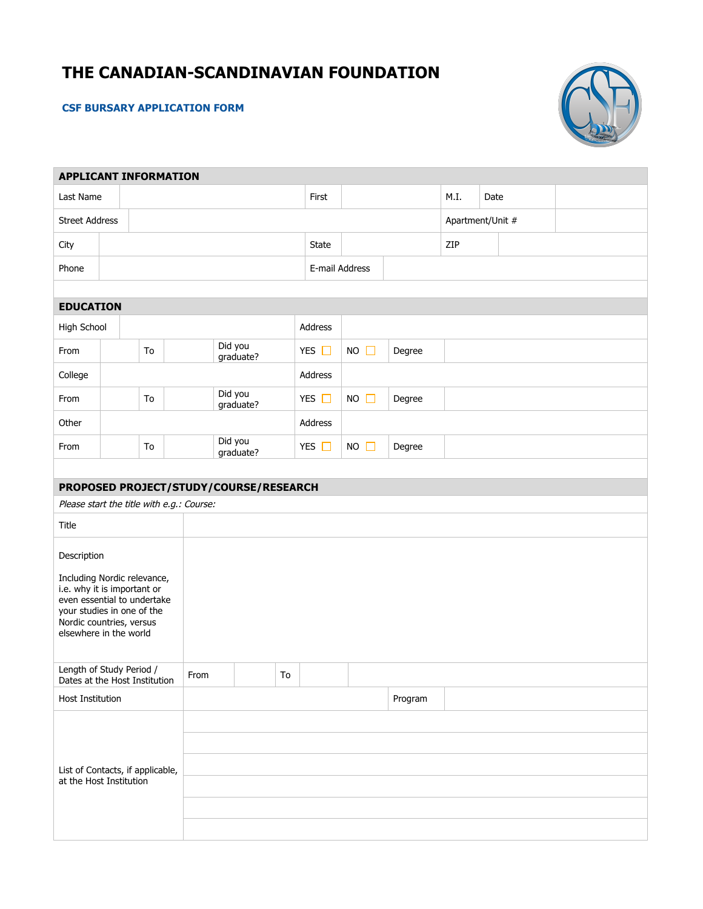# THE CANADIAN-SCANDINAVIAN FOUNDATION

## CSF BURSARY APPLICATION FORM

| APPLICANT INFORMATION | | | | | |
|---|---|---|---|---|---|
| Last Name | | First | | M.I. | Date |
| Street Address | | | | Apartment/Unit # | |
| City | | State | | ZIP | |
| Phone | | E-mail Address | | | |

| EDUCATION | | | | | | | |
|---|---|---|---|---|---|---|---|
| High School | | | | Address | | | |
| From | | To | | Did you graduate? | YES ☐ | NO ☐ | Degree |
| College | | | | Address | | | |
| From | | To | | Did you graduate? | YES ☐ | NO ☐ | Degree |
| Other | | | | Address | | | |
| From | | To | | Did you graduate? | YES ☐ | NO ☐ | Degree |

| PROPOSED PROJECT/STUDY/COURSE/RESEARCH | | | | |
|---|---|---|---|---|
| *Please start the title with e.g.: Course:* | | | | |
| Title | | | | |
| Description<br><br>Including Nordic relevance, i.e. why it is important or even essential to undertake your studies in one of the Nordic countries, versus elsewhere in the world | | | | |
| Length of Study Period / Dates at the Host Institution | From | | To | |
| Host Institution | | | Program | |
| List of Contacts, if applicable, at the Host Institution | | | | |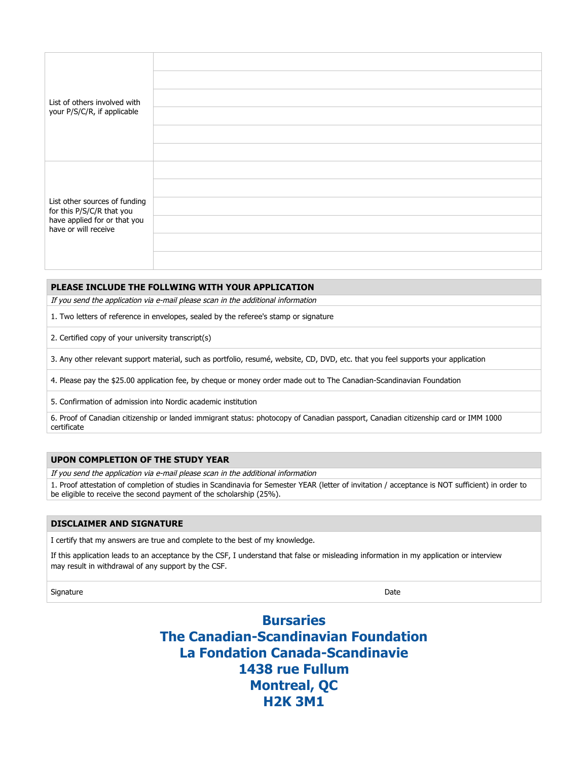| | |
|---|---|
| List of others involved with your P/S/C/R, if applicable | |
| | |
| | |
| | |
| | |
| | |
| List other sources of funding for this P/S/C/R that you have applied for or that you have or will receive | |
| | |
| | |
| | |
| | |
| | |

| PLEASE INCLUDE THE FOLLWING WITH YOUR APPLICATION |
|---|
| *If you send the application via e-mail please scan in the additional information* |
| 1. Two letters of reference in envelopes, sealed by the referee's stamp or signature |
| 2. Certified copy of your university transcript(s) |
| 3. Any other relevant support material, such as portfolio, resumé, website, CD, DVD, etc. that you feel supports your application |
| 4. Please pay the $25.00 application fee, by cheque or money order made out to The Canadian-Scandinavian Foundation |
| 5. Confirmation of admission into Nordic academic institution |
| 6. Proof of Canadian citizenship or landed immigrant status: photocopy of Canadian passport, Canadian citizenship card or IMM 1000 certificate |

| UPON COMPLETION OF THE STUDY YEAR |
|---|
| *If you send the application via e-mail please scan in the additional information* |
| 1. Proof attestation of completion of studies in Scandinavia for Semester YEAR (letter of invitation / acceptance is NOT sufficient) in order to be eligible to receive the second payment of the scholarship (25%). |

| DISCLAIMER AND SIGNATURE | |
|---|---|
| I certify that my answers are true and complete to the best of my knowledge. If this application leads to an acceptance by the CSF, I understand that false or misleading information in my application or interview may result in withdrawal of any support by the CSF. | |
| Signature | Date |

**Bursaries**
**The Canadian-Scandinavian Foundation**
**La Fondation Canada-Scandinavie**
**1438 rue Fullum**
**Montreal, QC**
**H2K 3M1**